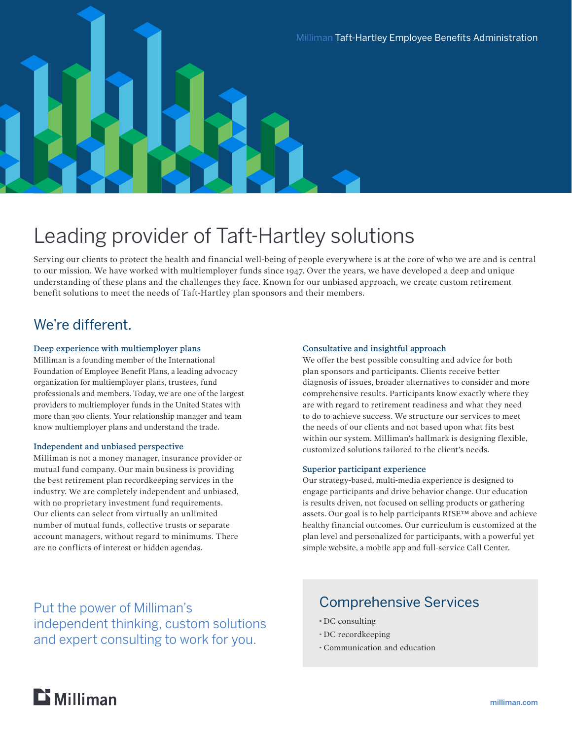Milliman Taft-Hartley Employee Benefits Administration

# Leading provider of Taft-Hartley solutions

Serving our clients to protect the health and financial well-being of people everywhere is at the core of who we are and is central to our mission. We have worked with multiemployer funds since 1947. Over the years, we have developed a deep and unique understanding of these plans and the challenges they face. Known for our unbiased approach, we create custom retirement benefit solutions to meet the needs of Taft-Hartley plan sponsors and their members.

## We're different.

### Deep experience with multiemployer plans

Milliman is a founding member of the International Foundation of Employee Benefit Plans, a leading advocacy organization for multiemployer plans, trustees, fund professionals and members. Today, we are one of the largest providers to multiemployer funds in the United States with more than 300 clients. Your relationship manager and team know multiemployer plans and understand the trade.

### Independent and unbiased perspective

Milliman is not a money manager, insurance provider or mutual fund company. Our main business is providing the best retirement plan recordkeeping services in the industry. We are completely independent and unbiased, with no proprietary investment fund requirements. Our clients can select from virtually an unlimited number of mutual funds, collective trusts or separate account managers, without regard to minimums. There are no conflicts of interest or hidden agendas.

### Consultative and insightful approach

We offer the best possible consulting and advice for both plan sponsors and participants. Clients receive better diagnosis of issues, broader alternatives to consider and more comprehensive results. Participants know exactly where they are with regard to retirement readiness and what they need to do to achieve success. We structure our services to meet the needs of our clients and not based upon what fits best within our system. Milliman's hallmark is designing flexible, customized solutions tailored to the client's needs.

### Superior participant experience

Our strategy-based, multi-media experience is designed to engage participants and drive behavior change. Our education is results driven, not focused on selling products or gathering assets. Our goal is to help participants RISE™ above and achieve healthy financial outcomes. Our curriculum is customized at the plan level and personalized for participants, with a powerful yet simple website, a mobile app and full-service Call Center.

Put the power of Milliman's independent thinking, custom solutions and expert consulting to work for you.

## Comprehensive Services

- DC consulting
- DC recordkeeping
- Communication and education

Milliman

milliman.com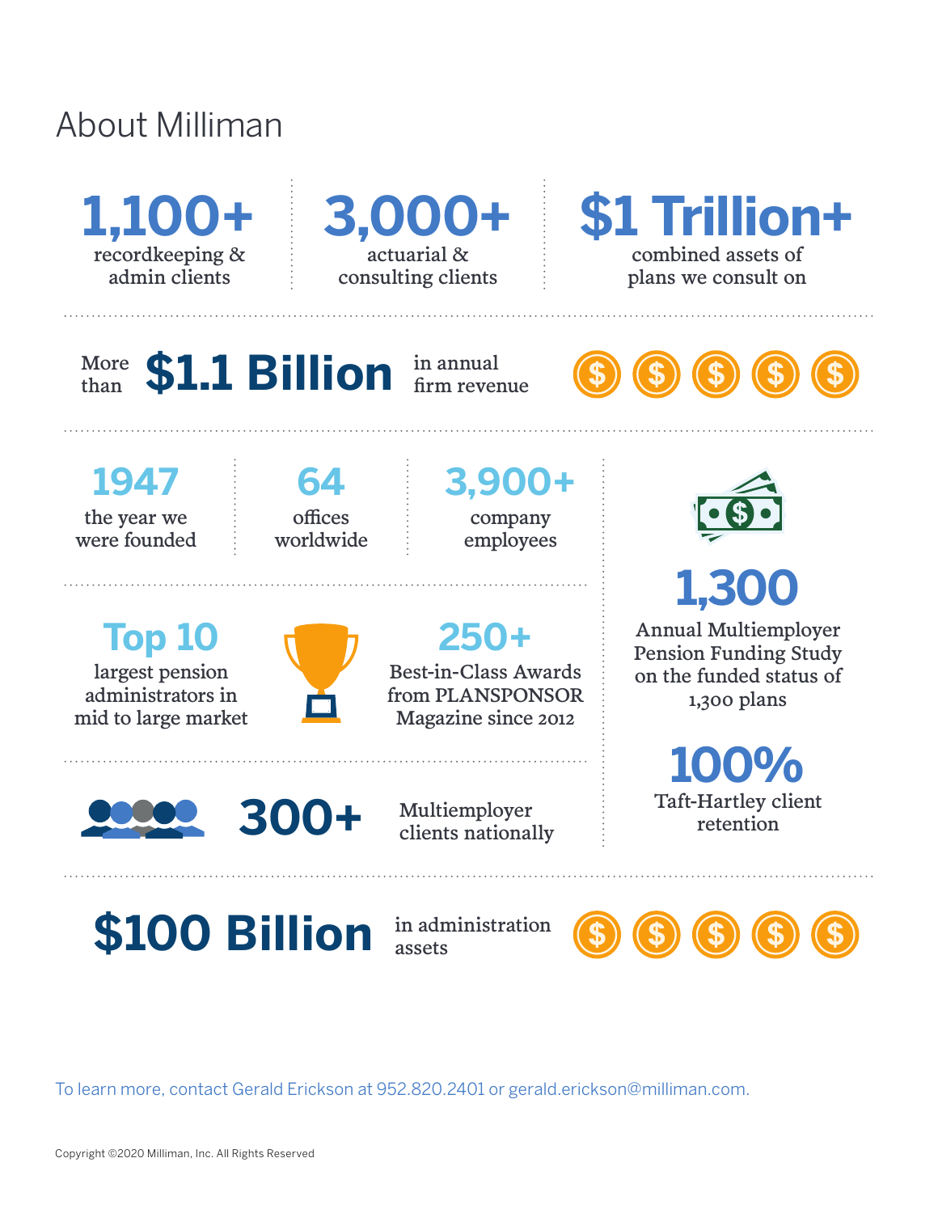# About Milliman

**1,100+**
recordkeeping & admin clients

**3,000+**
actuarial & consulting clients

**$1 Trillion+**
combined assets of plans we consult on

More than **$1.1 Billion** in annual firm revenue

**1947**
the year we were founded

**64**
offices worldwide

**3,900+**
company employees

**1,300**
Annual Multiemployer Pension Funding Study on the funded status of 1,300 plans

**Top 10**
largest pension administrators in mid to large market

**250+**
Best-in-Class Awards from PLANSPONSOR Magazine since 2012

**100%**
Taft-Hartley client retention

**300+** Multiemployer clients nationally

**$100 Billion** in administration assets

To learn more, contact Gerald Erickson at 952.820.2401 or gerald.erickson@milliman.com.

Copyright ©2020 Milliman, Inc. All Rights Reserved